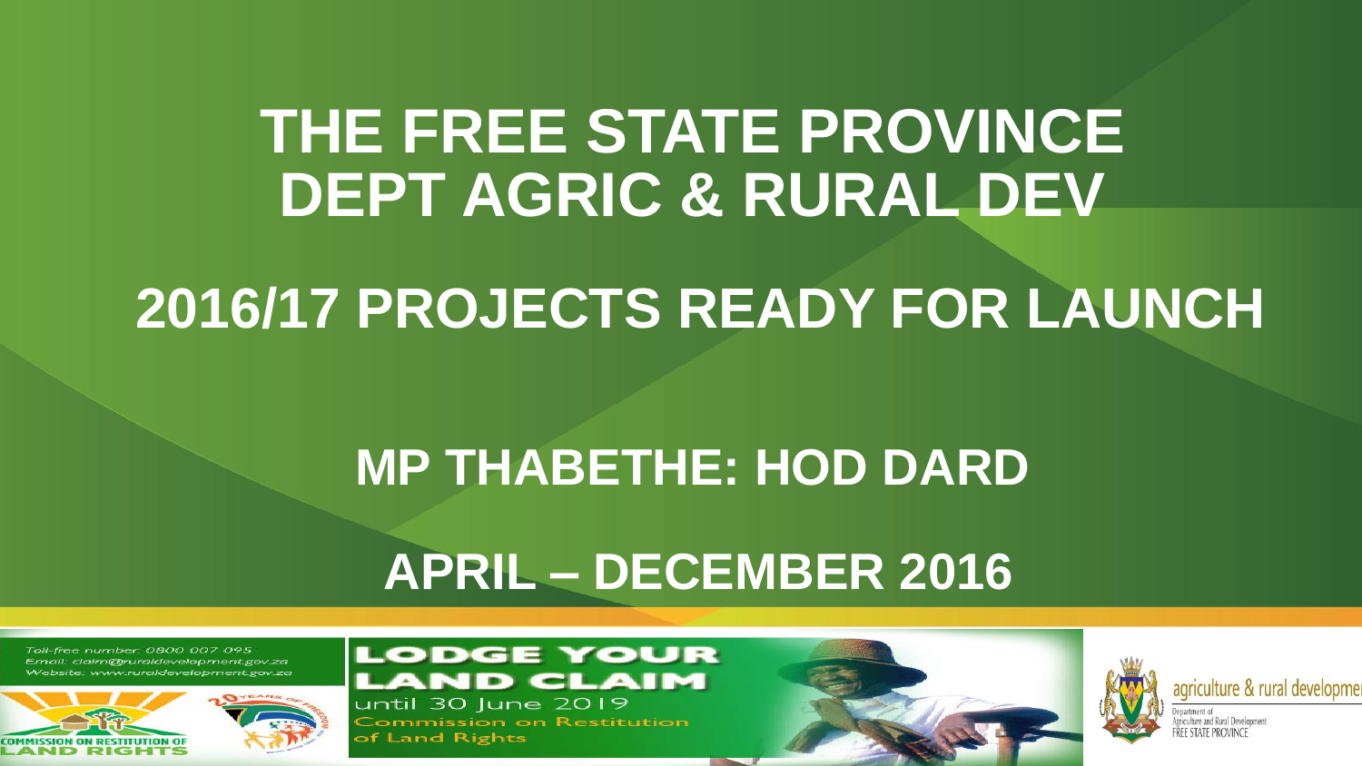# THE FREE STATE PROVINCE DEPT AGRIC & RURAL DEV

## 2016/17 PROJECTS READY FOR LAUNCH

## MP THABETHE: HOD DARD

## APRIL – DECEMBER 2016

Toll-free number: 0800 007 095
Email: claim@ruraldevelopment.gov.za
Website: www.ruraldevelopment.gov.za

COMMISSION ON RESTITUTION OF LAND RIGHTS

LODGE YOUR LAND CLAIM until 30 June 2019
Commission on Restitution of Land Rights

agriculture & rural development
Department of Agriculture and Rural Development
FREE STATE PROVINCE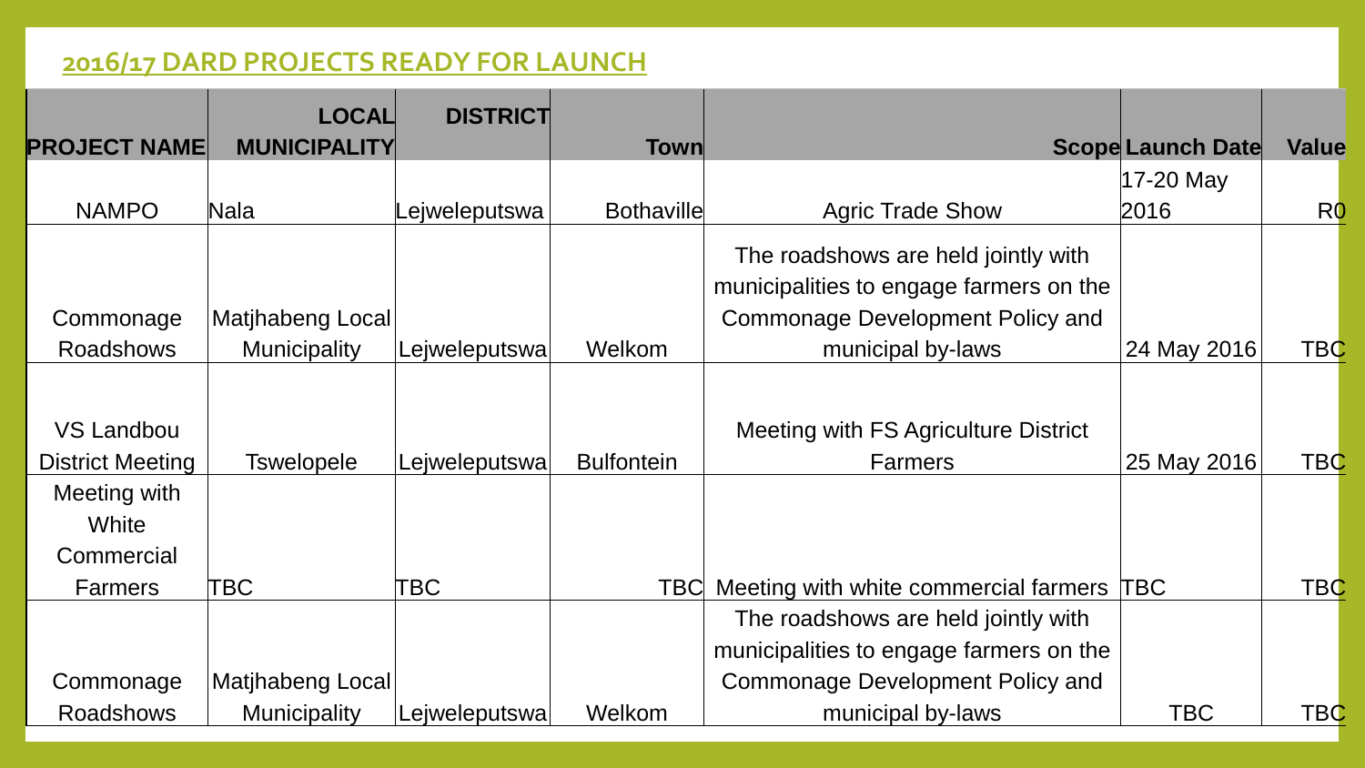## 2016/17 DARD PROJECTS READY FOR LAUNCH

| PROJECT NAME | LOCAL MUNICIPALITY | DISTRICT | Town | Scope | Launch Date | Value |
|---|---|---|---|---|---|---|
| NAMPO | Nala | Lejweleputswa | Bothaville | Agric Trade Show | 17-20 May 2016 | R0 |
| Commonage Roadshows | Matjhabeng Local Municipality | Lejweleputswa | Welkom | The roadshows are held jointly with municipalities to engage farmers on the Commonage Development Policy and municipal by-laws | 24 May 2016 | TBC |
| VS Landbou District Meeting | Tswelopele | Lejweleputswa | Bulfontein | Meeting with FS Agriculture District Farmers | 25 May 2016 | TBC |
| Meeting with White Commercial Farmers | TBC | TBC | TBC | Meeting with white commercial farmers | TBC | TBC |
| Commonage Roadshows | Matjhabeng Local Municipality | Lejweleputswa | Welkom | The roadshows are held jointly with municipalities to engage farmers on the Commonage Development Policy and municipal by-laws | TBC | TBC |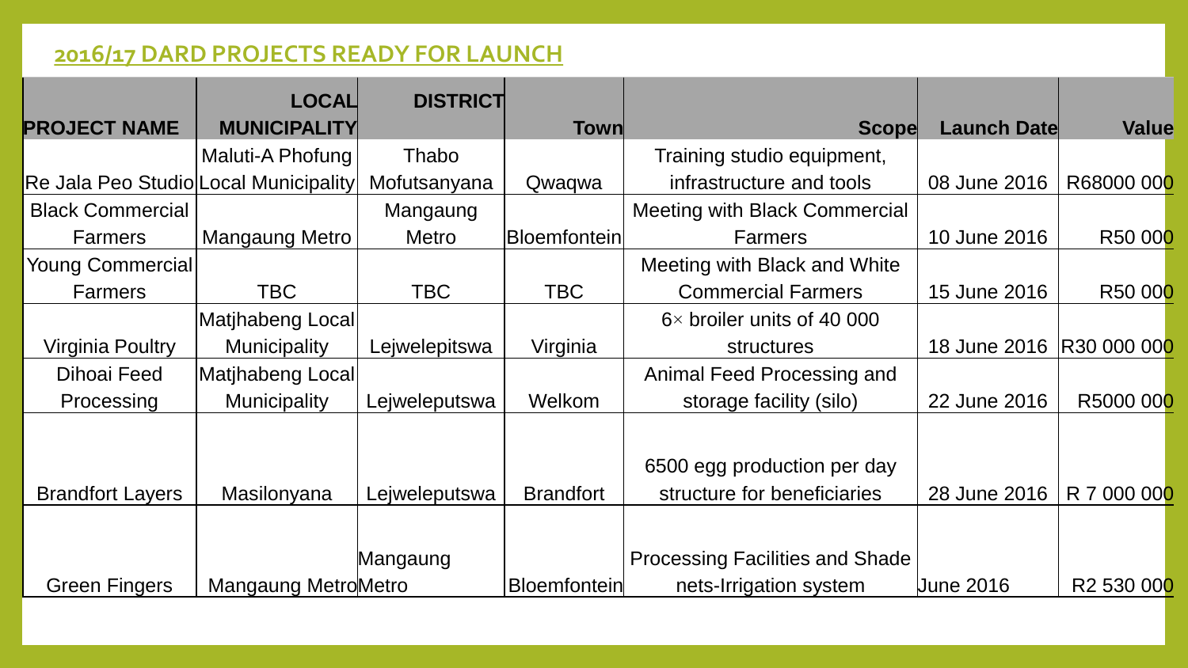## 2016/17 DARD PROJECTS READY FOR LAUNCH

| PROJECT NAME | LOCAL MUNICIPALITY | DISTRICT | Town | Scope | Launch Date | Value |
|---|---|---|---|---|---|---|
| Re Jala Peo Studio | Maluti-A Phofung Local Municipality | Thabo Mofutsanyana | Qwaqwa | Training studio equipment, infrastructure and tools | 08 June 2016 | R68000 000 |
| Black Commercial Farmers | Mangaung Metro | Mangaung Metro | Bloemfontein | Meeting with Black Commercial Farmers | 10 June 2016 | R50 000 |
| Young Commercial Farmers | TBC | TBC | TBC | Meeting with Black and White Commercial Farmers | 15 June 2016 | R50 000 |
| Virginia Poultry | Matjhabeng Local Municipality | Lejwelepitswa | Virginia | 6× broiler units of 40 000 structures | 18 June 2016 | R30 000 000 |
| Dihoai Feed Processing | Matjhabeng Local Municipality | Lejweleputswa | Welkom | Animal Feed Processing and storage facility (silo) | 22 June 2016 | R5000 000 |
| Brandfort Layers | Masilonyana | Lejweleputswa | Brandfort | 6500 egg production per day structure for beneficiaries | 28 June 2016 | R 7 000 000 |
| Green Fingers | Mangaung Metro | Mangaung Metro | Bloemfontein | Processing Facilities and Shade nets-Irrigation system | June 2016 | R2 530 000 |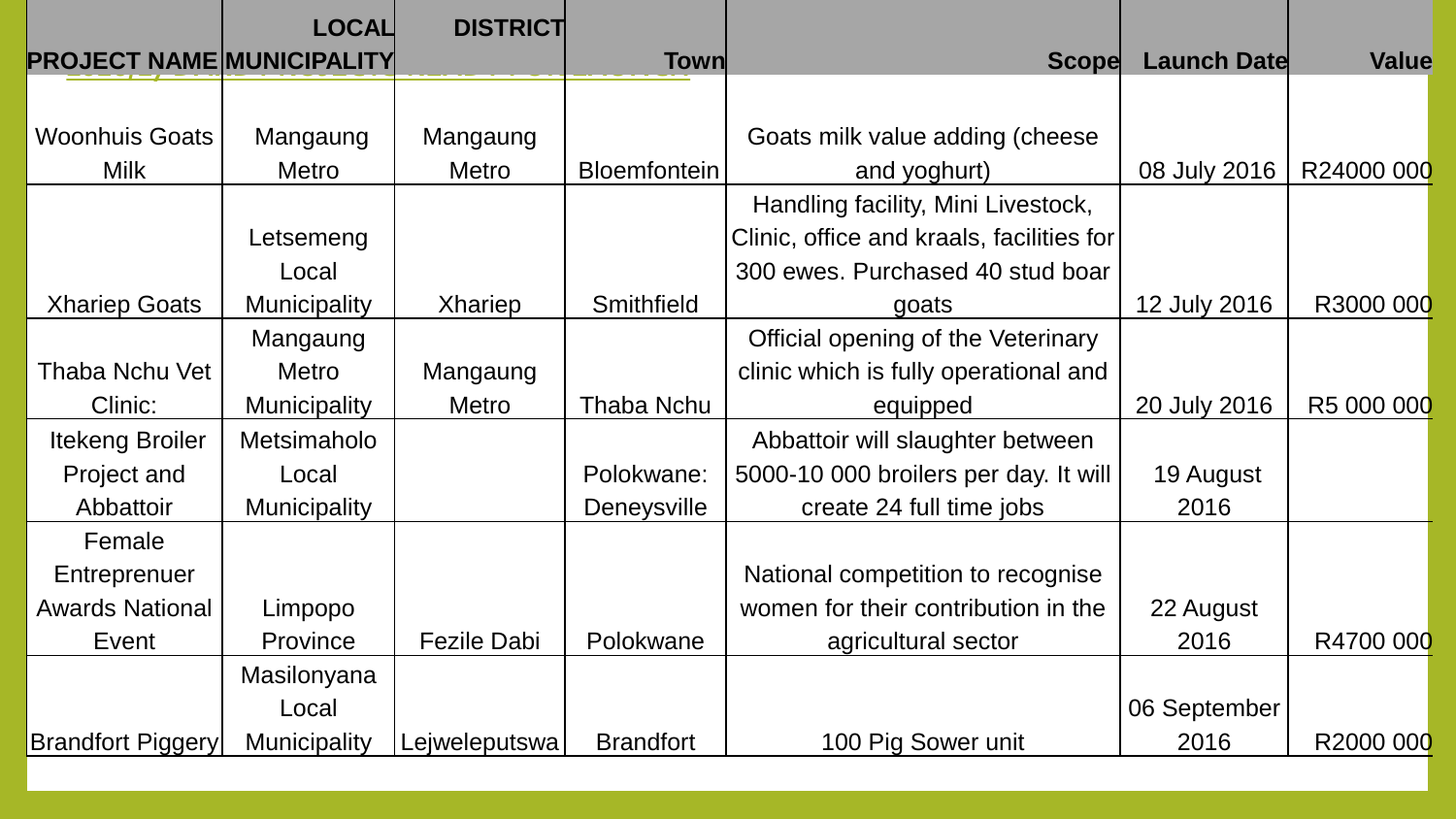| PROJECT NAME | LOCAL MUNICIPALITY | DISTRICT | Town | Scope | Launch Date | Value |
|---|---|---|---|---|---|---|
| Woonhuis Goats Milk | Mangaung Metro | Mangaung Metro | Bloemfontein | Goats milk value adding (cheese and yoghurt) | 08 July 2016 | R24000 000 |
| Xhariep Goats | Letsemeng Local Municipality | Xhariep | Smithfield | Handling facility, Mini Livestock, Clinic, office and kraals, facilities for 300 ewes. Purchased 40 stud boar goats | 12 July 2016 | R3000 000 |
| Thaba Nchu Vet Clinic: | Mangaung Metro Municipality | Mangaung Metro | Thaba Nchu | Official opening of the Veterinary clinic which is fully operational and equipped | 20 July 2016 | R5 000 000 |
| Itekeng Broiler Project and Abbattoir | Metsimaholo Local Municipality | | Polokwane: Deneysville | Abbattoir will slaughter between 5000-10 000 broilers per day. It will create 24 full time jobs | 19 August 2016 | |
| Female Entreprenuer Awards National Event | Limpopo Province | Fezile Dabi | Polokwane | National competition to recognise women for their contribution in the agricultural sector | 22 August 2016 | R4700 000 |
| Brandfort Piggery | Masilonyana Local Municipality | Lejweleputswa | Brandfort | 100 Pig Sower unit | 06 September 2016 | R2000 000 |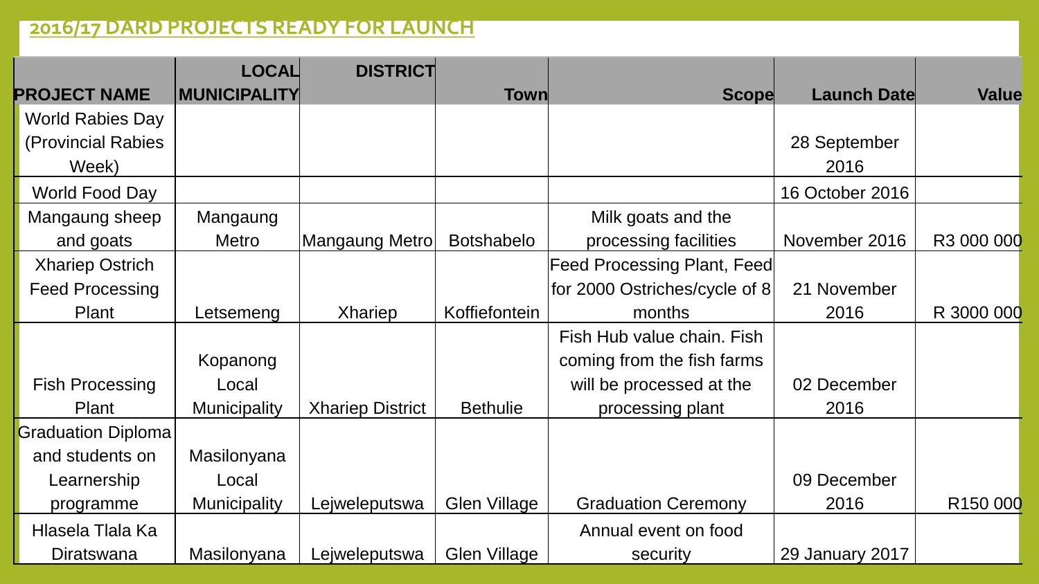## 2016/17 DARD PROJECTS READY FOR LAUNCH

| PROJECT NAME | LOCAL MUNICIPALITY | DISTRICT | Town | Scope | Launch Date | Value |
|---|---|---|---|---|---|---|
| World Rabies Day (Provincial Rabies Week) | | | | | 28 September 2016 | |
| World Food Day | | | | | 16 October 2016 | |
| Mangaung sheep and goats | Mangaung Metro | Mangaung Metro | Botshabelo | Milk goats and the processing facilities | November 2016 | R3 000 000 |
| Xhariep Ostrich Feed Processing Plant | Letsemeng | Xhariep | Koffiefontein | Feed Processing Plant, Feed for 2000 Ostriches/cycle of 8 months | 21 November 2016 | R 3000 000 |
| Fish Processing Plant | Kopanong Local Municipality | Xhariep District | Bethulie | Fish Hub value chain. Fish coming from the fish farms will be processed at the processing plant | 02 December 2016 | |
| Graduation Diploma and students on Learnership programme | Masilonyana Local Municipality | Lejweleputswa | Glen Village | Graduation Ceremony | 09 December 2016 | R150 000 |
| Hlasela Tlala Ka Diratswana | Masilonyana | Lejweleputswa | Glen Village | Annual event on food security | 29 January 2017 | |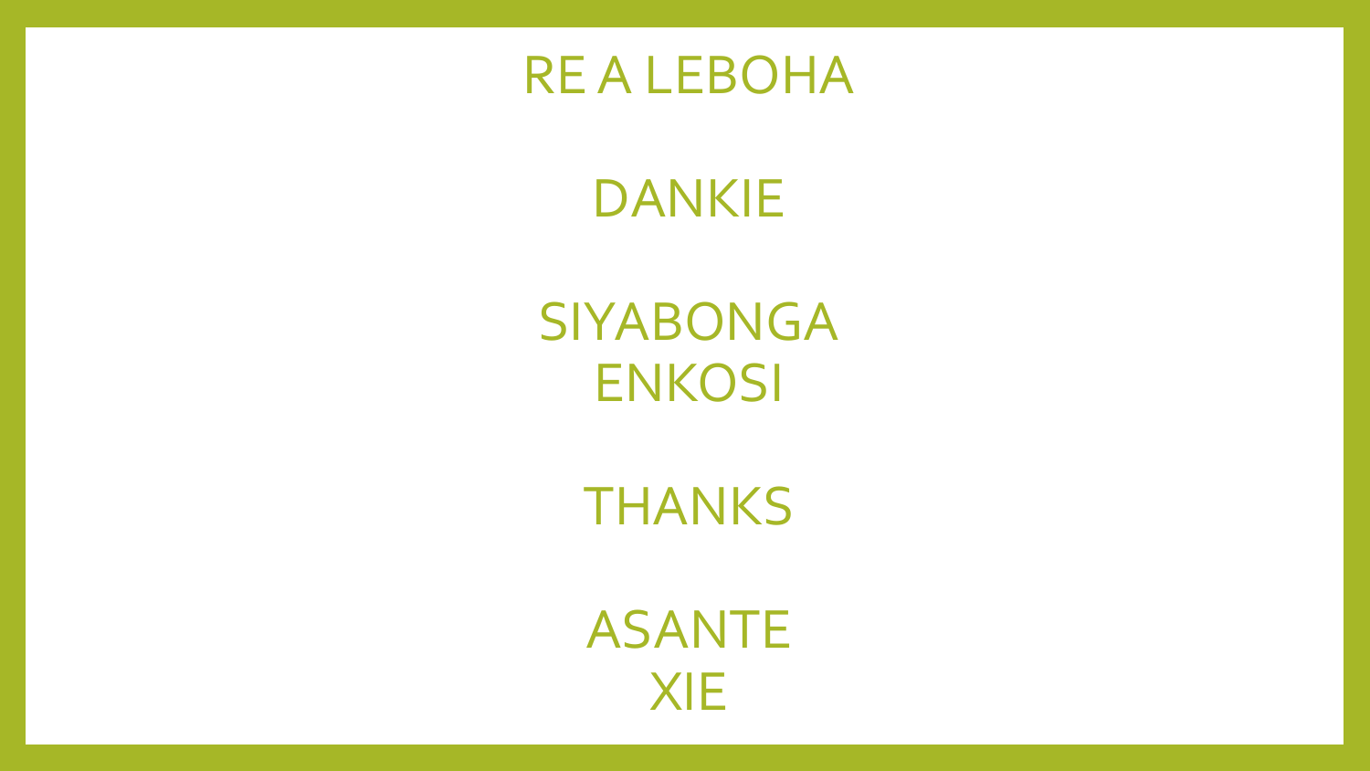RE A LEBOHA

DANKIE

SIYABONGA
ENKOSI

THANKS

ASANTE
XIE